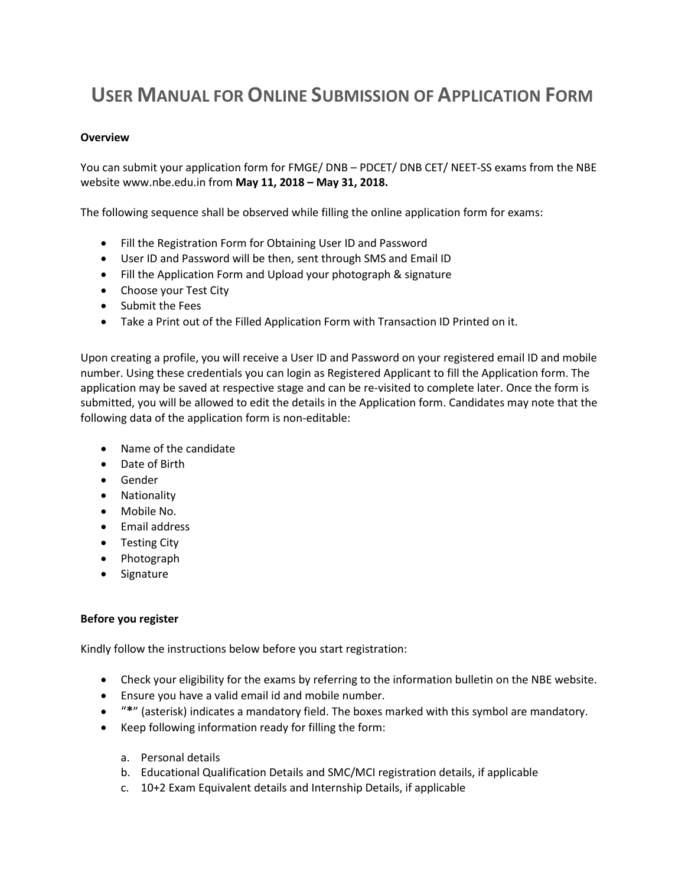# USER MANUAL FOR ONLINE SUBMISSION OF APPLICATION FORM

**Overview**

You can submit your application form for FMGE/ DNB – PDCET/ DNB CET/ NEET-SS exams from the NBE website www.nbe.edu.in from **May 11, 2018 – May 31, 2018.**

The following sequence shall be observed while filling the online application form for exams:

- Fill the Registration Form for Obtaining User ID and Password
- User ID and Password will be then, sent through SMS and Email ID
- Fill the Application Form and Upload your photograph & signature
- Choose your Test City
- Submit the Fees
- Take a Print out of the Filled Application Form with Transaction ID Printed on it.

Upon creating a profile, you will receive a User ID and Password on your registered email ID and mobile number. Using these credentials you can login as Registered Applicant to fill the Application form. The application may be saved at respective stage and can be re-visited to complete later. Once the form is submitted, you will be allowed to edit the details in the Application form. Candidates may note that the following data of the application form is non-editable:

- Name of the candidate
- Date of Birth
- Gender
- Nationality
- Mobile No.
- Email address
- Testing City
- Photograph
- Signature

**Before you register**

Kindly follow the instructions below before you start registration:

- Check your eligibility for the exams by referring to the information bulletin on the NBE website.
- Ensure you have a valid email id and mobile number.
- "**\***" (asterisk) indicates a mandatory field. The boxes marked with this symbol are mandatory.
- Keep following information ready for filling the form:

  a. Personal details
  b. Educational Qualification Details and SMC/MCI registration details, if applicable
  c. 10+2 Exam Equivalent details and Internship Details, if applicable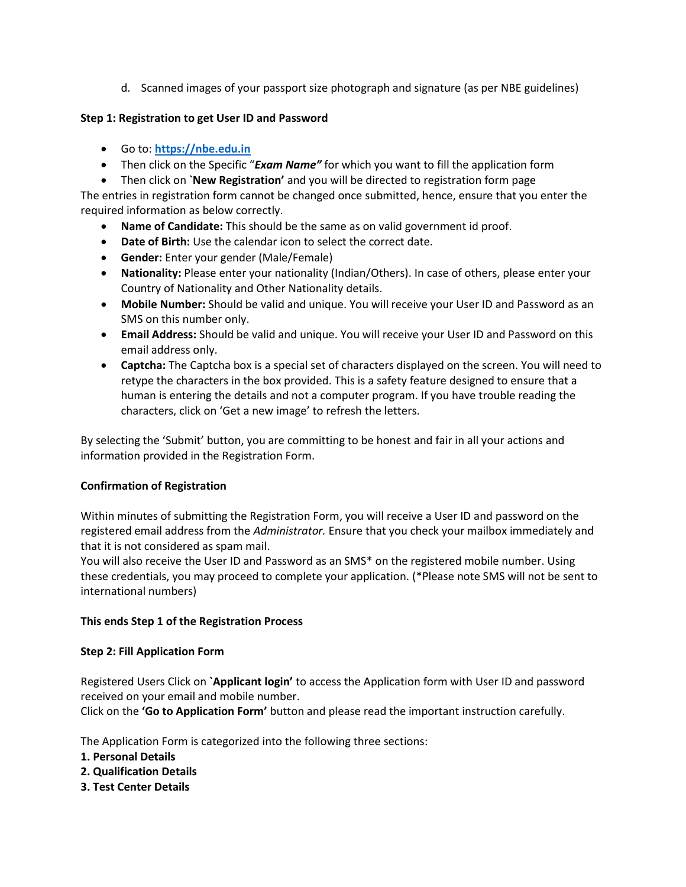d. Scanned images of your passport size photograph and signature (as per NBE guidelines)

**Step 1: Registration to get User ID and Password**

- Go to: **[https://nbe.edu.in](https://nbe.edu.in)**
- Then click on the Specific “***Exam Name”*** for which you want to fill the application form
- Then click on `**New Registration’** and you will be directed to registration form page

The entries in registration form cannot be changed once submitted, hence, ensure that you enter the required information as below correctly.

- **Name of Candidate:** This should be the same as on valid government id proof.
- **Date of Birth:** Use the calendar icon to select the correct date.
- **Gender:** Enter your gender (Male/Female)
- **Nationality:** Please enter your nationality (Indian/Others). In case of others, please enter your Country of Nationality and Other Nationality details.
- **Mobile Number:** Should be valid and unique. You will receive your User ID and Password as an SMS on this number only.
- **Email Address:** Should be valid and unique. You will receive your User ID and Password on this email address only.
- **Captcha:** The Captcha box is a special set of characters displayed on the screen. You will need to retype the characters in the box provided. This is a safety feature designed to ensure that a human is entering the details and not a computer program. If you have trouble reading the characters, click on ‘Get a new image’ to refresh the letters.

By selecting the ‘Submit’ button, you are committing to be honest and fair in all your actions and information provided in the Registration Form.

**Confirmation of Registration**

Within minutes of submitting the Registration Form, you will receive a User ID and password on the registered email address from the *Administrator.* Ensure that you check your mailbox immediately and that it is not considered as spam mail.
You will also receive the User ID and Password as an SMS* on the registered mobile number. Using these credentials, you may proceed to complete your application. (*Please note SMS will not be sent to international numbers)

**This ends Step 1 of the Registration Process**

**Step 2: Fill Application Form**

Registered Users Click on `**Applicant login’** to access the Application form with User ID and password received on your email and mobile number.
Click on the **‘Go to Application Form’** button and please read the important instruction carefully.

The Application Form is categorized into the following three sections:

**1. Personal Details**
**2. Qualification Details**
**3. Test Center Details**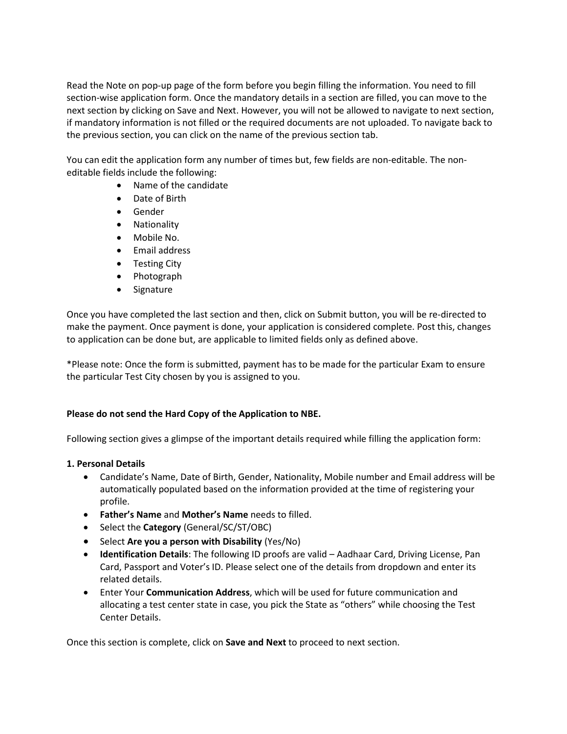Read the Note on pop-up page of the form before you begin filling the information. You need to fill section-wise application form. Once the mandatory details in a section are filled, you can move to the next section by clicking on Save and Next. However, you will not be allowed to navigate to next section, if mandatory information is not filled or the required documents are not uploaded. To navigate back to the previous section, you can click on the name of the previous section tab.

You can edit the application form any number of times but, few fields are non-editable. The non-editable fields include the following:

- Name of the candidate
- Date of Birth
- Gender
- Nationality
- Mobile No.
- Email address
- Testing City
- Photograph
- Signature

Once you have completed the last section and then, click on Submit button, you will be re-directed to make the payment. Once payment is done, your application is considered complete. Post this, changes to application can be done but, are applicable to limited fields only as defined above.

*Please note: Once the form is submitted, payment has to be made for the particular Exam to ensure the particular Test City chosen by you is assigned to you.

**Please do not send the Hard Copy of the Application to NBE.**

Following section gives a glimpse of the important details required while filling the application form:

**1. Personal Details**

- Candidate's Name, Date of Birth, Gender, Nationality, Mobile number and Email address will be automatically populated based on the information provided at the time of registering your profile.
- **Father's Name** and **Mother's Name** needs to filled.
- Select the **Category** (General/SC/ST/OBC)
- Select **Are you a person with Disability** (Yes/No)
- **Identification Details**: The following ID proofs are valid – Aadhaar Card, Driving License, Pan Card, Passport and Voter's ID. Please select one of the details from dropdown and enter its related details.
- Enter Your **Communication Address**, which will be used for future communication and allocating a test center state in case, you pick the State as "others" while choosing the Test Center Details.

Once this section is complete, click on **Save and Next** to proceed to next section.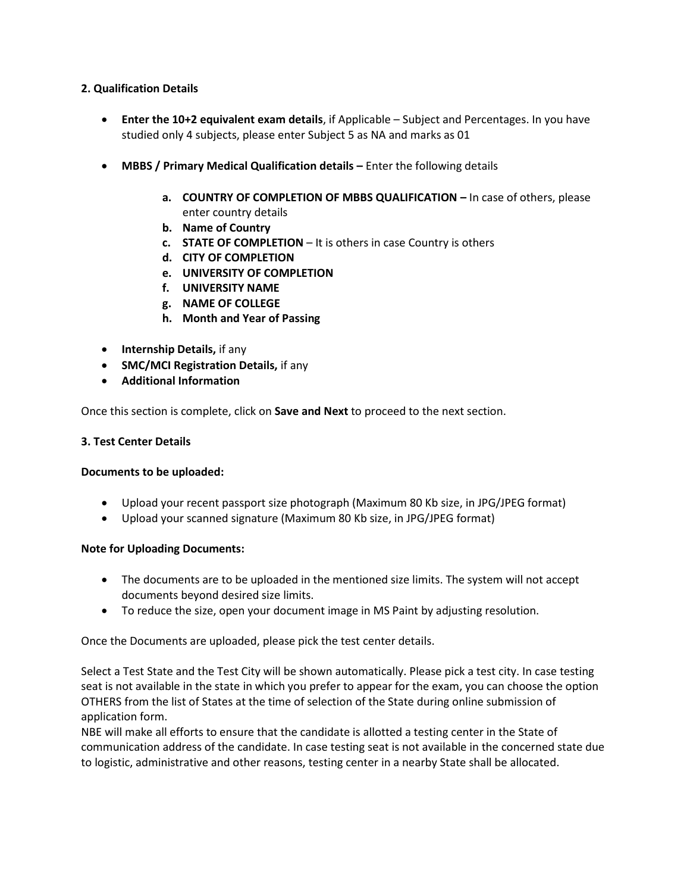**2. Qualification Details**

- **Enter the 10+2 equivalent exam details**, if Applicable – Subject and Percentages. In you have studied only 4 subjects, please enter Subject 5 as NA and marks as 01

- **MBBS / Primary Medical Qualification details –** Enter the following details

    a. **COUNTRY OF COMPLETION OF MBBS QUALIFICATION –** In case of others, please enter country details
    b. **Name of Country**
    c. **STATE OF COMPLETION** – It is others in case Country is others
    d. **CITY OF COMPLETION**
    e. **UNIVERSITY OF COMPLETION**
    f. **UNIVERSITY NAME**
    g. **NAME OF COLLEGE**
    h. **Month and Year of Passing**

- **Internship Details,** if any
- **SMC/MCI Registration Details,** if any
- **Additional Information**

Once this section is complete, click on **Save and Next** to proceed to the next section.

**3. Test Center Details**

**Documents to be uploaded:**

- Upload your recent passport size photograph (Maximum 80 Kb size, in JPG/JPEG format)
- Upload your scanned signature (Maximum 80 Kb size, in JPG/JPEG format)

**Note for Uploading Documents:**

- The documents are to be uploaded in the mentioned size limits. The system will not accept documents beyond desired size limits.
- To reduce the size, open your document image in MS Paint by adjusting resolution.

Once the Documents are uploaded, please pick the test center details.

Select a Test State and the Test City will be shown automatically. Please pick a test city. In case testing seat is not available in the state in which you prefer to appear for the exam, you can choose the option OTHERS from the list of States at the time of selection of the State during online submission of application form.
NBE will make all efforts to ensure that the candidate is allotted a testing center in the State of communication address of the candidate. In case testing seat is not available in the concerned state due to logistic, administrative and other reasons, testing center in a nearby State shall be allocated.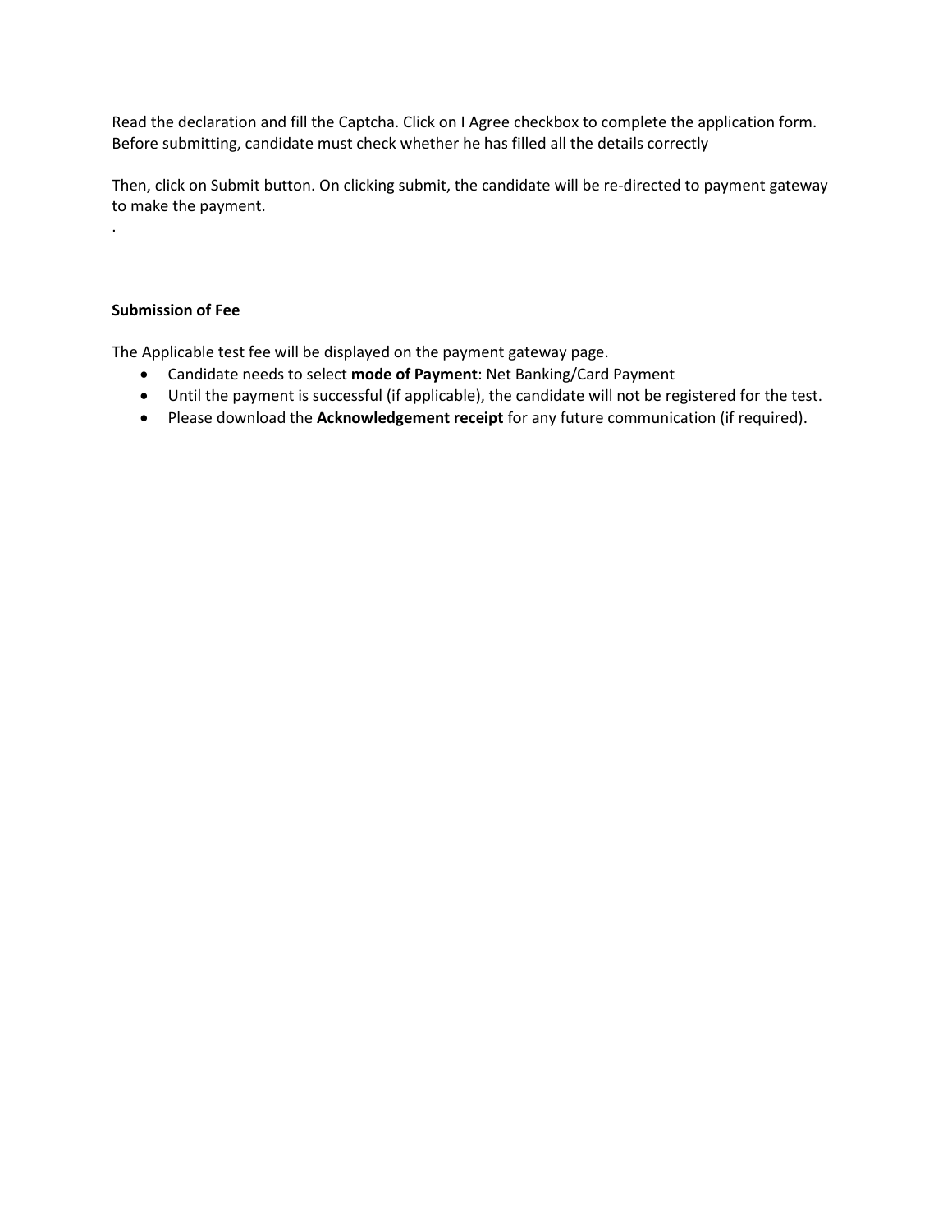Read the declaration and fill the Captcha. Click on I Agree checkbox to complete the application form. Before submitting, candidate must check whether he has filled all the details correctly

Then, click on Submit button. On clicking submit, the candidate will be re-directed to payment gateway to make the payment.

.

**Submission of Fee**

The Applicable test fee will be displayed on the payment gateway page.

- Candidate needs to select **mode of Payment**: Net Banking/Card Payment
- Until the payment is successful (if applicable), the candidate will not be registered for the test.
- Please download the **Acknowledgement receipt** for any future communication (if required).